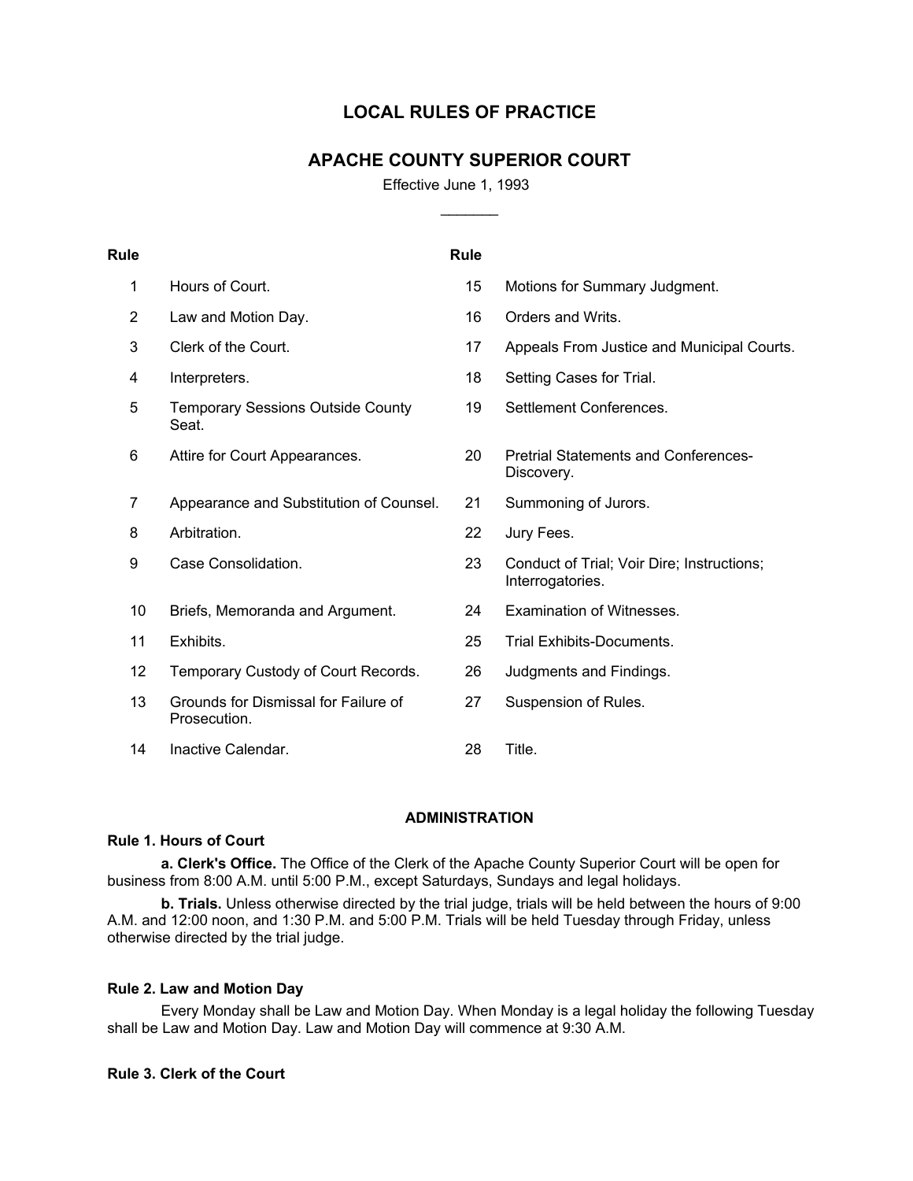# LOCAL RULES OF PRACTICE

## APACHE COUNTY SUPERIOR COURT

Effective June 1, 1993

_______

| Rule | | Rule | |
|---|---|---|---|
| 1 | Hours of Court. | 15 | Motions for Summary Judgment. |
| 2 | Law and Motion Day. | 16 | Orders and Writs. |
| 3 | Clerk of the Court. | 17 | Appeals From Justice and Municipal Courts. |
| 4 | Interpreters. | 18 | Setting Cases for Trial. |
| 5 | Temporary Sessions Outside County Seat. | 19 | Settlement Conferences. |
| 6 | Attire for Court Appearances. | 20 | Pretrial Statements and Conferences-Discovery. |
| 7 | Appearance and Substitution of Counsel. | 21 | Summoning of Jurors. |
| 8 | Arbitration. | 22 | Jury Fees. |
| 9 | Case Consolidation. | 23 | Conduct of Trial; Voir Dire; Instructions; Interrogatories. |
| 10 | Briefs, Memoranda and Argument. | 24 | Examination of Witnesses. |
| 11 | Exhibits. | 25 | Trial Exhibits-Documents. |
| 12 | Temporary Custody of Court Records. | 26 | Judgments and Findings. |
| 13 | Grounds for Dismissal for Failure of Prosecution. | 27 | Suspension of Rules. |
| 14 | Inactive Calendar. | 28 | Title. |

### ADMINISTRATION

#### Rule 1. Hours of Court

**a. Clerk's Office.** The Office of the Clerk of the Apache County Superior Court will be open for business from 8:00 A.M. until 5:00 P.M., except Saturdays, Sundays and legal holidays.

**b. Trials.** Unless otherwise directed by the trial judge, trials will be held between the hours of 9:00 A.M. and 12:00 noon, and 1:30 P.M. and 5:00 P.M. Trials will be held Tuesday through Friday, unless otherwise directed by the trial judge.

#### Rule 2. Law and Motion Day

Every Monday shall be Law and Motion Day. When Monday is a legal holiday the following Tuesday shall be Law and Motion Day. Law and Motion Day will commence at 9:30 A.M.

#### Rule 3. Clerk of the Court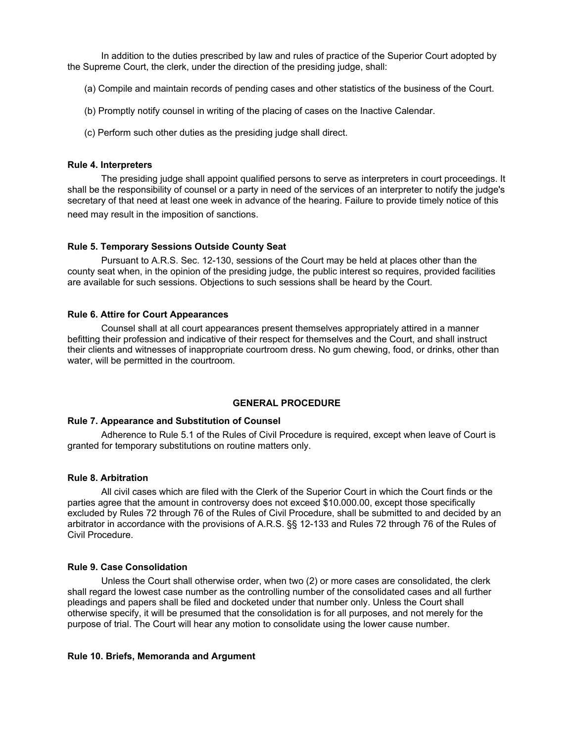In addition to the duties prescribed by law and rules of practice of the Superior Court adopted by the Supreme Court, the clerk, under the direction of the presiding judge, shall:

(a) Compile and maintain records of pending cases and other statistics of the business of the Court.

(b) Promptly notify counsel in writing of the placing of cases on the Inactive Calendar.

(c) Perform such other duties as the presiding judge shall direct.

**Rule 4. Interpreters**

The presiding judge shall appoint qualified persons to serve as interpreters in court proceedings. It shall be the responsibility of counsel or a party in need of the services of an interpreter to notify the judge's secretary of that need at least one week in advance of the hearing. Failure to provide timely notice of this need may result in the imposition of sanctions.

**Rule 5. Temporary Sessions Outside County Seat**

Pursuant to A.R.S. Sec. 12-130, sessions of the Court may be held at places other than the county seat when, in the opinion of the presiding judge, the public interest so requires, provided facilities are available for such sessions. Objections to such sessions shall be heard by the Court.

**Rule 6. Attire for Court Appearances**

Counsel shall at all court appearances present themselves appropriately attired in a manner befitting their profession and indicative of their respect for themselves and the Court, and shall instruct their clients and witnesses of inappropriate courtroom dress. No gum chewing, food, or drinks, other than water, will be permitted in the courtroom.

## GENERAL PROCEDURE

**Rule 7. Appearance and Substitution of Counsel**

Adherence to Rule 5.1 of the Rules of Civil Procedure is required, except when leave of Court is granted for temporary substitutions on routine matters only.

**Rule 8. Arbitration**

All civil cases which are filed with the Clerk of the Superior Court in which the Court finds or the parties agree that the amount in controversy does not exceed $10.000.00, except those specifically excluded by Rules 72 through 76 of the Rules of Civil Procedure, shall be submitted to and decided by an arbitrator in accordance with the provisions of A.R.S. §§ 12-133 and Rules 72 through 76 of the Rules of Civil Procedure.

**Rule 9. Case Consolidation**

Unless the Court shall otherwise order, when two (2) or more cases are consolidated, the clerk shall regard the lowest case number as the controlling number of the consolidated cases and all further pleadings and papers shall be filed and docketed under that number only. Unless the Court shall otherwise specify, it will be presumed that the consolidation is for all purposes, and not merely for the purpose of trial. The Court will hear any motion to consolidate using the lower cause number.

**Rule 10. Briefs, Memoranda and Argument**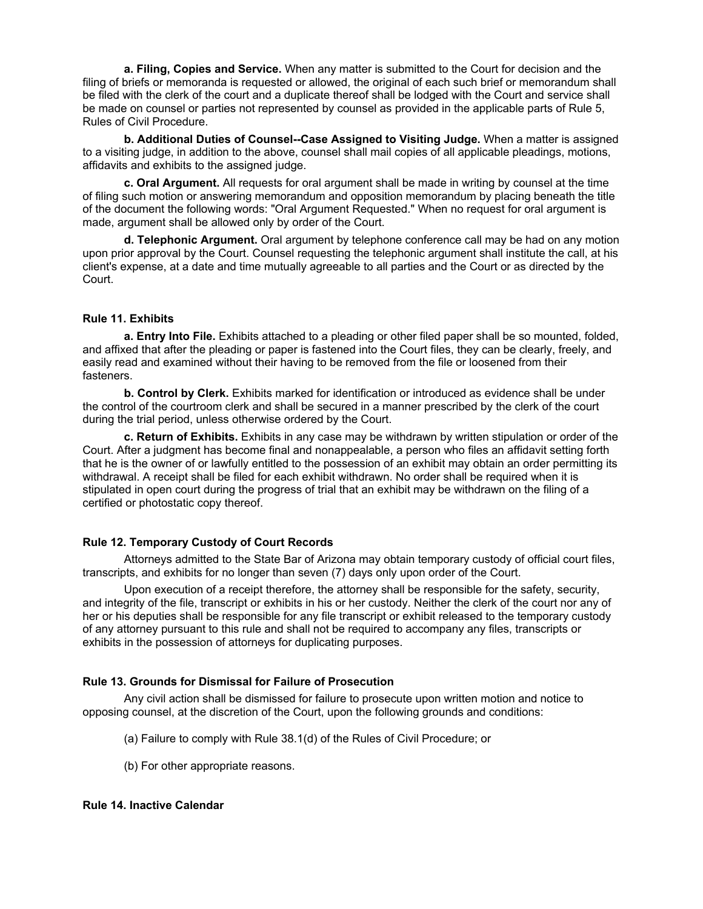**a. Filing, Copies and Service.** When any matter is submitted to the Court for decision and the filing of briefs or memoranda is requested or allowed, the original of each such brief or memorandum shall be filed with the clerk of the court and a duplicate thereof shall be lodged with the Court and service shall be made on counsel or parties not represented by counsel as provided in the applicable parts of Rule 5, Rules of Civil Procedure.

**b. Additional Duties of Counsel--Case Assigned to Visiting Judge.** When a matter is assigned to a visiting judge, in addition to the above, counsel shall mail copies of all applicable pleadings, motions, affidavits and exhibits to the assigned judge.

**c. Oral Argument.** All requests for oral argument shall be made in writing by counsel at the time of filing such motion or answering memorandum and opposition memorandum by placing beneath the title of the document the following words: "Oral Argument Requested." When no request for oral argument is made, argument shall be allowed only by order of the Court.

**d. Telephonic Argument.** Oral argument by telephone conference call may be had on any motion upon prior approval by the Court. Counsel requesting the telephonic argument shall institute the call, at his client's expense, at a date and time mutually agreeable to all parties and the Court or as directed by the Court.

### Rule 11. Exhibits

**a. Entry Into File.** Exhibits attached to a pleading or other filed paper shall be so mounted, folded, and affixed that after the pleading or paper is fastened into the Court files, they can be clearly, freely, and easily read and examined without their having to be removed from the file or loosened from their fasteners.

**b. Control by Clerk.** Exhibits marked for identification or introduced as evidence shall be under the control of the courtroom clerk and shall be secured in a manner prescribed by the clerk of the court during the trial period, unless otherwise ordered by the Court.

**c. Return of Exhibits.** Exhibits in any case may be withdrawn by written stipulation or order of the Court. After a judgment has become final and nonappealable, a person who files an affidavit setting forth that he is the owner of or lawfully entitled to the possession of an exhibit may obtain an order permitting its withdrawal. A receipt shall be filed for each exhibit withdrawn. No order shall be required when it is stipulated in open court during the progress of trial that an exhibit may be withdrawn on the filing of a certified or photostatic copy thereof.

### Rule 12. Temporary Custody of Court Records

Attorneys admitted to the State Bar of Arizona may obtain temporary custody of official court files, transcripts, and exhibits for no longer than seven (7) days only upon order of the Court.

Upon execution of a receipt therefore, the attorney shall be responsible for the safety, security, and integrity of the file, transcript or exhibits in his or her custody. Neither the clerk of the court nor any of her or his deputies shall be responsible for any file transcript or exhibit released to the temporary custody of any attorney pursuant to this rule and shall not be required to accompany any files, transcripts or exhibits in the possession of attorneys for duplicating purposes.

### Rule 13. Grounds for Dismissal for Failure of Prosecution

Any civil action shall be dismissed for failure to prosecute upon written motion and notice to opposing counsel, at the discretion of the Court, upon the following grounds and conditions:

(a) Failure to comply with Rule 38.1(d) of the Rules of Civil Procedure; or

(b) For other appropriate reasons.

### Rule 14. Inactive Calendar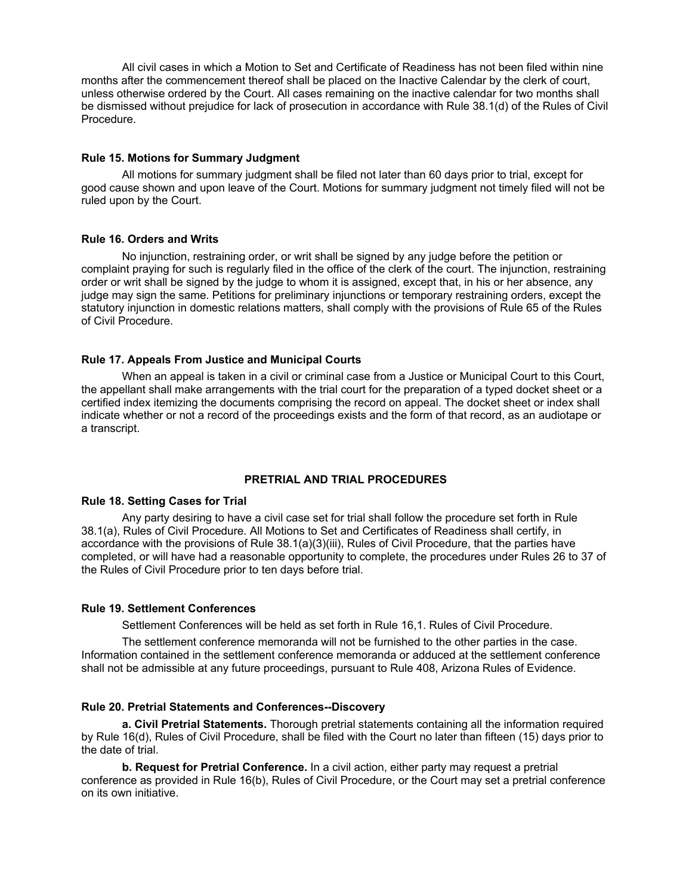All civil cases in which a Motion to Set and Certificate of Readiness has not been filed within nine months after the commencement thereof shall be placed on the Inactive Calendar by the clerk of court, unless otherwise ordered by the Court. All cases remaining on the inactive calendar for two months shall be dismissed without prejudice for lack of prosecution in accordance with Rule 38.1(d) of the Rules of Civil Procedure.

### Rule 15. Motions for Summary Judgment

All motions for summary judgment shall be filed not later than 60 days prior to trial, except for good cause shown and upon leave of the Court. Motions for summary judgment not timely filed will not be ruled upon by the Court.

### Rule 16. Orders and Writs

No injunction, restraining order, or writ shall be signed by any judge before the petition or complaint praying for such is regularly filed in the office of the clerk of the court. The injunction, restraining order or writ shall be signed by the judge to whom it is assigned, except that, in his or her absence, any judge may sign the same. Petitions for preliminary injunctions or temporary restraining orders, except the statutory injunction in domestic relations matters, shall comply with the provisions of Rule 65 of the Rules of Civil Procedure.

### Rule 17. Appeals From Justice and Municipal Courts

When an appeal is taken in a civil or criminal case from a Justice or Municipal Court to this Court, the appellant shall make arrangements with the trial court for the preparation of a typed docket sheet or a certified index itemizing the documents comprising the record on appeal. The docket sheet or index shall indicate whether or not a record of the proceedings exists and the form of that record, as an audiotape or a transcript.

## PRETRIAL AND TRIAL PROCEDURES

### Rule 18. Setting Cases for Trial

Any party desiring to have a civil case set for trial shall follow the procedure set forth in Rule 38.1(a), Rules of Civil Procedure. All Motions to Set and Certificates of Readiness shall certify, in accordance with the provisions of Rule 38.1(a)(3)(iii), Rules of Civil Procedure, that the parties have completed, or will have had a reasonable opportunity to complete, the procedures under Rules 26 to 37 of the Rules of Civil Procedure prior to ten days before trial.

### Rule 19. Settlement Conferences

Settlement Conferences will be held as set forth in Rule 16,1. Rules of Civil Procedure.

The settlement conference memoranda will not be furnished to the other parties in the case. Information contained in the settlement conference memoranda or adduced at the settlement conference shall not be admissible at any future proceedings, pursuant to Rule 408, Arizona Rules of Evidence.

### Rule 20. Pretrial Statements and Conferences--Discovery

**a. Civil Pretrial Statements.** Thorough pretrial statements containing all the information required by Rule 16(d), Rules of Civil Procedure, shall be filed with the Court no later than fifteen (15) days prior to the date of trial.

**b. Request for Pretrial Conference.** In a civil action, either party may request a pretrial conference as provided in Rule 16(b), Rules of Civil Procedure, or the Court may set a pretrial conference on its own initiative.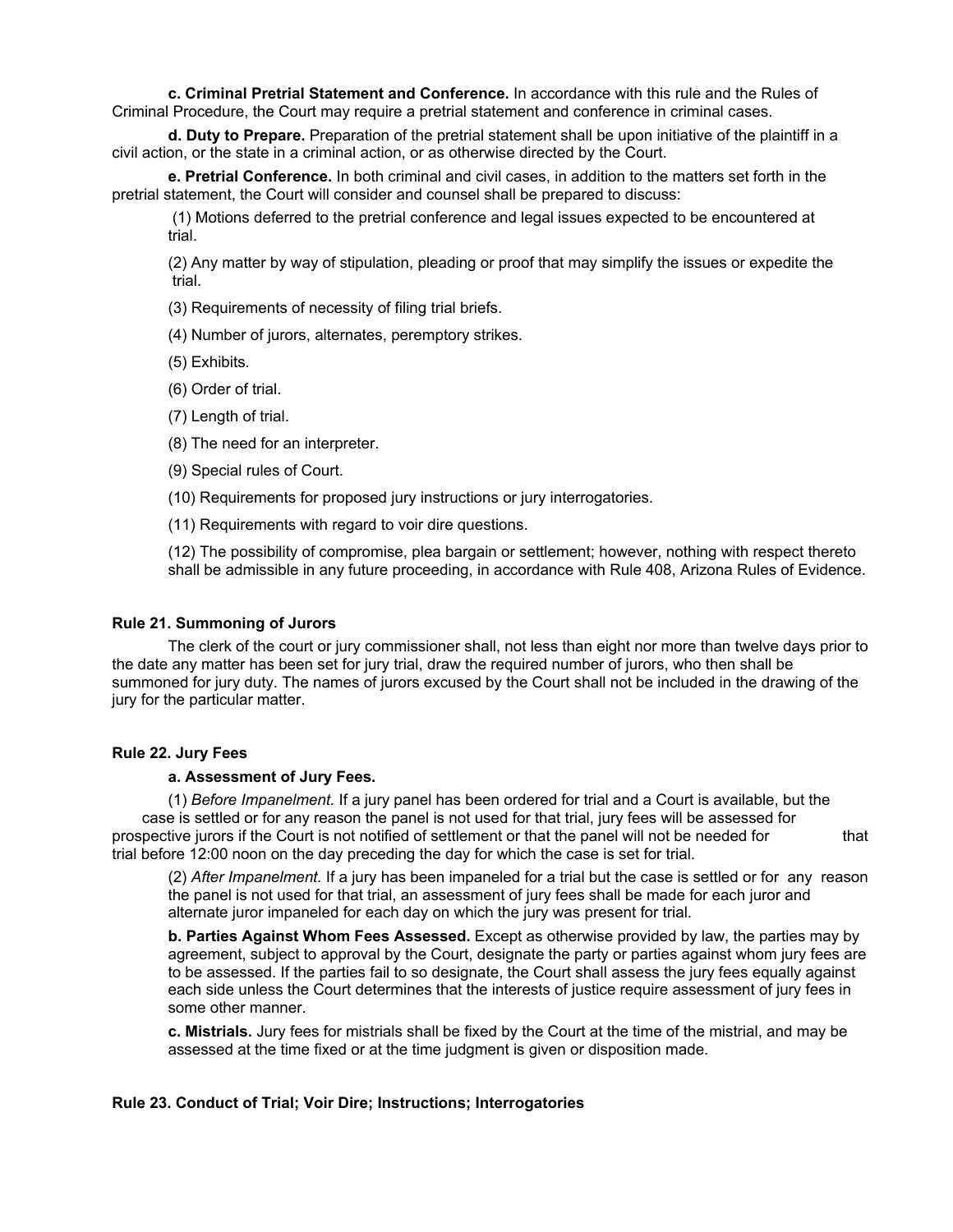**c. Criminal Pretrial Statement and Conference.** In accordance with this rule and the Rules of Criminal Procedure, the Court may require a pretrial statement and conference in criminal cases.

**d. Duty to Prepare.** Preparation of the pretrial statement shall be upon initiative of the plaintiff in a civil action, or the state in a criminal action, or as otherwise directed by the Court.

**e. Pretrial Conference.** In both criminal and civil cases, in addition to the matters set forth in the pretrial statement, the Court will consider and counsel shall be prepared to discuss:

(1) Motions deferred to the pretrial conference and legal issues expected to be encountered at trial.

(2) Any matter by way of stipulation, pleading or proof that may simplify the issues or expedite the trial.

(3) Requirements of necessity of filing trial briefs.

(4) Number of jurors, alternates, peremptory strikes.

(5) Exhibits.

(6) Order of trial.

(7) Length of trial.

(8) The need for an interpreter.

(9) Special rules of Court.

(10) Requirements for proposed jury instructions or jury interrogatories.

(11) Requirements with regard to voir dire questions.

(12) The possibility of compromise, plea bargain or settlement; however, nothing with respect thereto shall be admissible in any future proceeding, in accordance with Rule 408, Arizona Rules of Evidence.

### Rule 21. Summoning of Jurors

The clerk of the court or jury commissioner shall, not less than eight nor more than twelve days prior to the date any matter has been set for jury trial, draw the required number of jurors, who then shall be summoned for jury duty. The names of jurors excused by the Court shall not be included in the drawing of the jury for the particular matter.

### Rule 22. Jury Fees

**a. Assessment of Jury Fees.**

(1) *Before Impanelment.* If a jury panel has been ordered for trial and a Court is available, but the case is settled or for any reason the panel is not used for that trial, jury fees will be assessed for prospective jurors if the Court is not notified of settlement or that the panel will not be needed for that trial before 12:00 noon on the day preceding the day for which the case is set for trial.

(2) *After Impanelment.* If a jury has been impaneled for a trial but the case is settled or for any reason the panel is not used for that trial, an assessment of jury fees shall be made for each juror and alternate juror impaneled for each day on which the jury was present for trial.

**b. Parties Against Whom Fees Assessed.** Except as otherwise provided by law, the parties may by agreement, subject to approval by the Court, designate the party or parties against whom jury fees are to be assessed. If the parties fail to so designate, the Court shall assess the jury fees equally against each side unless the Court determines that the interests of justice require assessment of jury fees in some other manner.

**c. Mistrials.** Jury fees for mistrials shall be fixed by the Court at the time of the mistrial, and may be assessed at the time fixed or at the time judgment is given or disposition made.

### Rule 23. Conduct of Trial; Voir Dire; Instructions; Interrogatories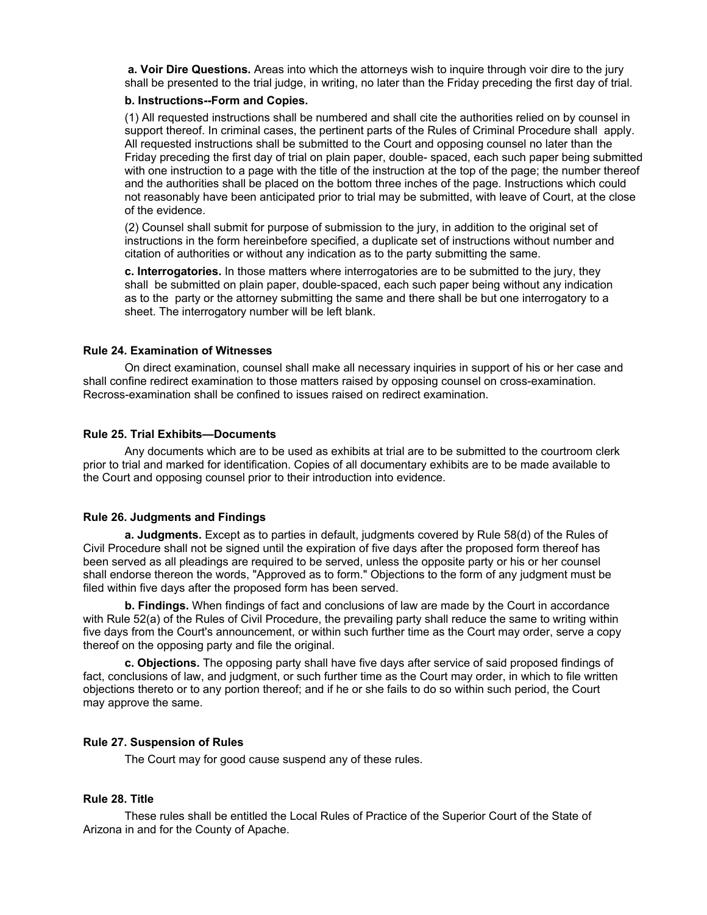**a. Voir Dire Questions.** Areas into which the attorneys wish to inquire through voir dire to the jury shall be presented to the trial judge, in writing, no later than the Friday preceding the first day of trial.

**b. Instructions--Form and Copies.**

(1) All requested instructions shall be numbered and shall cite the authorities relied on by counsel in support thereof. In criminal cases, the pertinent parts of the Rules of Criminal Procedure shall apply. All requested instructions shall be submitted to the Court and opposing counsel no later than the Friday preceding the first day of trial on plain paper, double- spaced, each such paper being submitted with one instruction to a page with the title of the instruction at the top of the page; the number thereof and the authorities shall be placed on the bottom three inches of the page. Instructions which could not reasonably have been anticipated prior to trial may be submitted, with leave of Court, at the close of the evidence.

(2) Counsel shall submit for purpose of submission to the jury, in addition to the original set of instructions in the form hereinbefore specified, a duplicate set of instructions without number and citation of authorities or without any indication as to the party submitting the same.

**c. Interrogatories.** In those matters where interrogatories are to be submitted to the jury, they shall be submitted on plain paper, double-spaced, each such paper being without any indication as to the party or the attorney submitting the same and there shall be but one interrogatory to a sheet. The interrogatory number will be left blank.

### Rule 24. Examination of Witnesses

On direct examination, counsel shall make all necessary inquiries in support of his or her case and shall confine redirect examination to those matters raised by opposing counsel on cross-examination. Recross-examination shall be confined to issues raised on redirect examination.

### Rule 25. Trial Exhibits—Documents

Any documents which are to be used as exhibits at trial are to be submitted to the courtroom clerk prior to trial and marked for identification. Copies of all documentary exhibits are to be made available to the Court and opposing counsel prior to their introduction into evidence.

### Rule 26. Judgments and Findings

**a. Judgments.** Except as to parties in default, judgments covered by Rule 58(d) of the Rules of Civil Procedure shall not be signed until the expiration of five days after the proposed form thereof has been served as all pleadings are required to be served, unless the opposite party or his or her counsel shall endorse thereon the words, "Approved as to form." Objections to the form of any judgment must be filed within five days after the proposed form has been served.

**b. Findings.** When findings of fact and conclusions of law are made by the Court in accordance with Rule 52(a) of the Rules of Civil Procedure, the prevailing party shall reduce the same to writing within five days from the Court's announcement, or within such further time as the Court may order, serve a copy thereof on the opposing party and file the original.

**c. Objections.** The opposing party shall have five days after service of said proposed findings of fact, conclusions of law, and judgment, or such further time as the Court may order, in which to file written objections thereto or to any portion thereof; and if he or she fails to do so within such period, the Court may approve the same.

### Rule 27. Suspension of Rules

The Court may for good cause suspend any of these rules.

### Rule 28. Title

These rules shall be entitled the Local Rules of Practice of the Superior Court of the State of Arizona in and for the County of Apache.